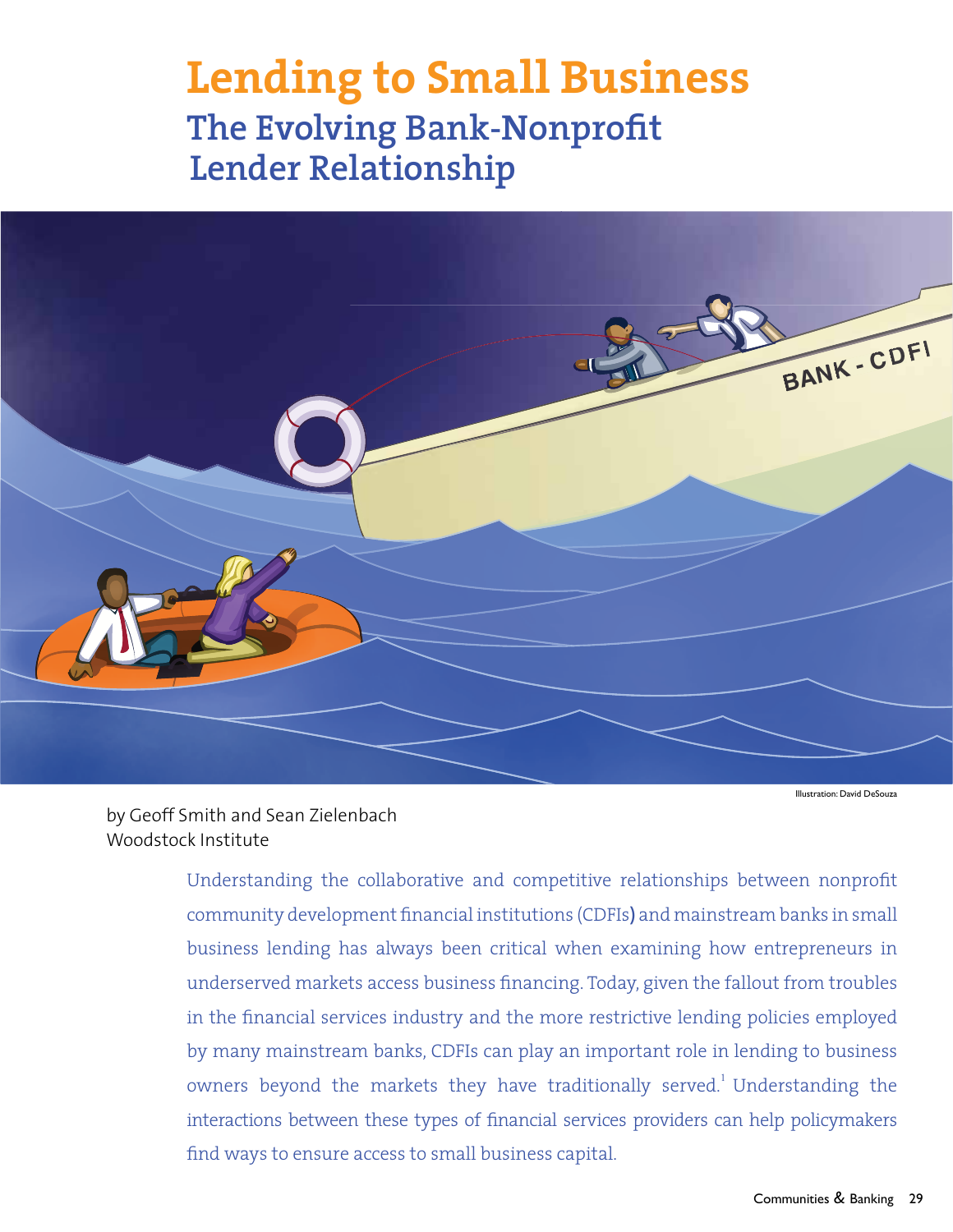# Lending to Small Business

## The Evolving Bank-Nonprofit Lender Relationship

Illustration: David DeSouza

by Geoff Smith and Sean Zielenbach
Woodstock Institute

Understanding the collaborative and competitive relationships between nonprofit community development financial institutions (CDFIs) and mainstream banks in small business lending has always been critical when examining how entrepreneurs in underserved markets access business financing. Today, given the fallout from troubles in the financial services industry and the more restrictive lending policies employed by many mainstream banks, CDFIs can play an important role in lending to business owners beyond the markets they have traditionally served.[1] Understanding the interactions between these types of financial services providers can help policymakers find ways to ensure access to small business capital.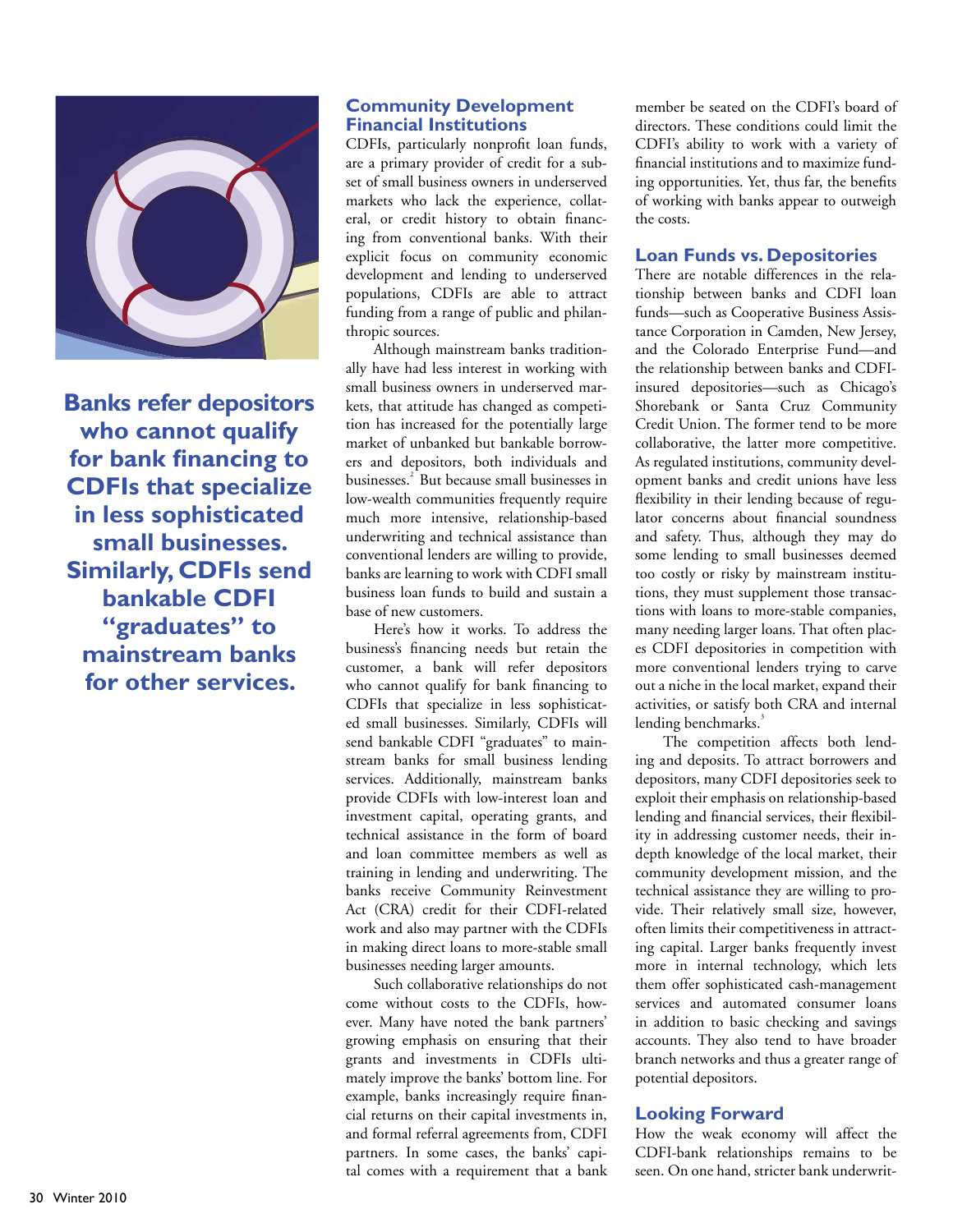**Banks refer depositors who cannot qualify for bank financing to CDFIs that specialize in less sophisticated small businesses. Similarly, CDFIs send bankable CDFI "graduates" to mainstream banks for other services.**

## Community Development Financial Institutions

CDFIs, particularly nonprofit loan funds, are a primary provider of credit for a subset of small business owners in underserved markets who lack the experience, collateral, or credit history to obtain financing from conventional banks. With their explicit focus on community economic development and lending to underserved populations, CDFIs are able to attract funding from a range of public and philanthropic sources.

Although mainstream banks traditionally have had less interest in working with small business owners in underserved markets, that attitude has changed as competition has increased for the potentially large market of unbanked but bankable borrowers and depositors, both individuals and businesses.[2] But because small businesses in low-wealth communities frequently require much more intensive, relationship-based underwriting and technical assistance than conventional lenders are willing to provide, banks are learning to work with CDFI small business loan funds to build and sustain a base of new customers.

Here's how it works. To address the business's financing needs but retain the customer, a bank will refer depositors who cannot qualify for bank financing to CDFIs that specialize in less sophisticated small businesses. Similarly, CDFIs will send bankable CDFI "graduates" to mainstream banks for small business lending services. Additionally, mainstream banks provide CDFIs with low-interest loan and investment capital, operating grants, and technical assistance in the form of board and loan committee members as well as training in lending and underwriting. The banks receive Community Reinvestment Act (CRA) credit for their CDFI-related work and also may partner with the CDFIs in making direct loans to more-stable small businesses needing larger amounts.

Such collaborative relationships do not come without costs to the CDFIs, however. Many have noted the bank partners' growing emphasis on ensuring that their grants and investments in CDFIs ultimately improve the banks' bottom line. For example, banks increasingly require financial returns on their capital investments in, and formal referral agreements from, CDFI partners. In some cases, the banks' capital comes with a requirement that a bank member be seated on the CDFI's board of directors. These conditions could limit the CDFI's ability to work with a variety of financial institutions and to maximize funding opportunities. Yet, thus far, the benefits of working with banks appear to outweigh the costs.

## Loan Funds vs. Depositories

There are notable differences in the relationship between banks and CDFI loan funds—such as Cooperative Business Assistance Corporation in Camden, New Jersey, and the Colorado Enterprise Fund—and the relationship between banks and CDFI-insured depositories—such as Chicago's Shorebank or Santa Cruz Community Credit Union. The former tend to be more collaborative, the latter more competitive. As regulated institutions, community development banks and credit unions have less flexibility in their lending because of regulator concerns about financial soundness and safety. Thus, although they may do some lending to small businesses deemed too costly or risky by mainstream institutions, they must supplement those transactions with loans to more-stable companies, many needing larger loans. That often places CDFI depositories in competition with more conventional lenders trying to carve out a niche in the local market, expand their activities, or satisfy both CRA and internal lending benchmarks.[3]

The competition affects both lending and deposits. To attract borrowers and depositors, many CDFI depositories seek to exploit their emphasis on relationship-based lending and financial services, their flexibility in addressing customer needs, their in-depth knowledge of the local market, their community development mission, and the technical assistance they are willing to provide. Their relatively small size, however, often limits their competitiveness in attracting capital. Larger banks frequently invest more in internal technology, which lets them offer sophisticated cash-management services and automated consumer loans in addition to basic checking and savings accounts. They also tend to have broader branch networks and thus a greater range of potential depositors.

## Looking Forward

How the weak economy will affect the CDFI-bank relationships remains to be seen. On one hand, stricter bank underwrit-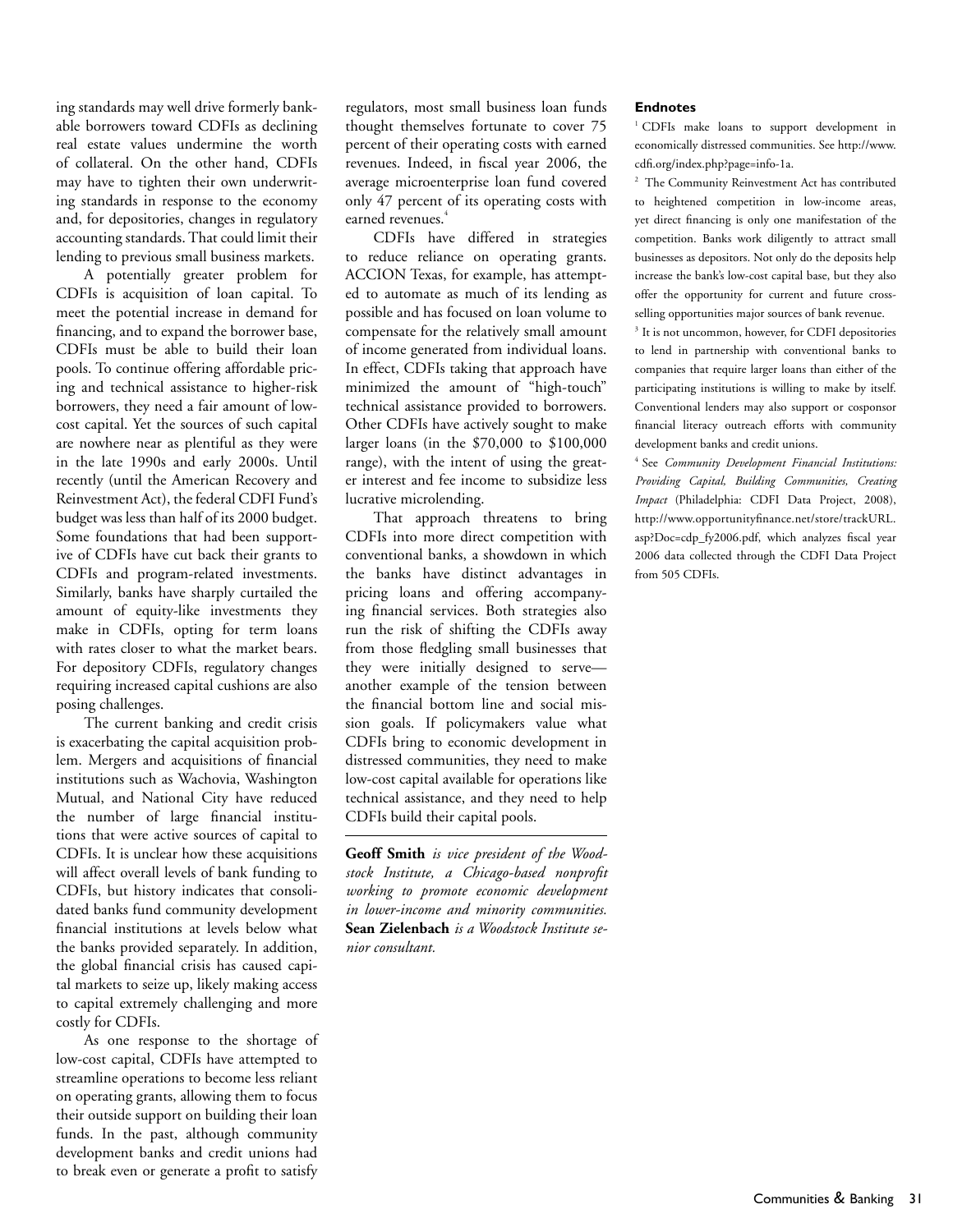ing standards may well drive formerly bankable borrowers toward CDFIs as declining real estate values undermine the worth of collateral. On the other hand, CDFIs may have to tighten their own underwriting standards in response to the economy and, for depositories, changes in regulatory accounting standards. That could limit their lending to previous small business markets.

A potentially greater problem for CDFIs is acquisition of loan capital. To meet the potential increase in demand for financing, and to expand the borrower base, CDFIs must be able to build their loan pools. To continue offering affordable pricing and technical assistance to higher-risk borrowers, they need a fair amount of low-cost capital. Yet the sources of such capital are nowhere near as plentiful as they were in the late 1990s and early 2000s. Until recently (until the American Recovery and Reinvestment Act), the federal CDFI Fund's budget was less than half of its 2000 budget. Some foundations that had been supportive of CDFIs have cut back their grants to CDFIs and program-related investments. Similarly, banks have sharply curtailed the amount of equity-like investments they make in CDFIs, opting for term loans with rates closer to what the market bears. For depository CDFIs, regulatory changes requiring increased capital cushions are also posing challenges.

The current banking and credit crisis is exacerbating the capital acquisition problem. Mergers and acquisitions of financial institutions such as Wachovia, Washington Mutual, and National City have reduced the number of large financial institutions that were active sources of capital to CDFIs. It is unclear how these acquisitions will affect overall levels of bank funding to CDFIs, but history indicates that consolidated banks fund community development financial institutions at levels below what the banks provided separately. In addition, the global financial crisis has caused capital markets to seize up, likely making access to capital extremely challenging and more costly for CDFIs.

As one response to the shortage of low-cost capital, CDFIs have attempted to streamline operations to become less reliant on operating grants, allowing them to focus their outside support on building their loan funds. In the past, although community development banks and credit unions had to break even or generate a profit to satisfy regulators, most small business loan funds thought themselves fortunate to cover 75 percent of their operating costs with earned revenues. Indeed, in fiscal year 2006, the average microenterprise loan fund covered only 47 percent of its operating costs with earned revenues.[4]

CDFIs have differed in strategies to reduce reliance on operating grants. ACCION Texas, for example, has attempted to automate as much of its lending as possible and has focused on loan volume to compensate for the relatively small amount of income generated from individual loans. In effect, CDFIs taking that approach have minimized the amount of "high-touch" technical assistance provided to borrowers. Other CDFIs have actively sought to make larger loans (in the $70,000 to $100,000 range), with the intent of using the greater interest and fee income to subsidize less lucrative microlending.

That approach threatens to bring CDFIs into more direct competition with conventional banks, a showdown in which the banks have distinct advantages in pricing loans and offering accompanying financial services. Both strategies also run the risk of shifting the CDFIs away from those fledgling small businesses that they were initially designed to serve—another example of the tension between the financial bottom line and social mission goals. If policymakers value what CDFIs bring to economic development in distressed communities, they need to make low-cost capital available for operations like technical assistance, and they need to help CDFIs build their capital pools.

---

**Geoff Smith** *is vice president of the Woodstock Institute, a Chicago-based nonprofit working to promote economic development in lower-income and minority communities.* **Sean Zielenbach** *is a Woodstock Institute senior consultant.*

#### Endnotes

[1] CDFIs make loans to support development in economically distressed communities. See http://www.cdfi.org/index.php?page=info-1a.

[2] The Community Reinvestment Act has contributed to heightened competition in low-income areas, yet direct financing is only one manifestation of the competition. Banks work diligently to attract small businesses as depositors. Not only do the deposits help increase the bank's low-cost capital base, but they also offer the opportunity for current and future cross-selling opportunities major sources of bank revenue.

[3] It is not uncommon, however, for CDFI depositories to lend in partnership with conventional banks to companies that require larger loans than either of the participating institutions is willing to make by itself. Conventional lenders may also support or cosponsor financial literacy outreach efforts with community development banks and credit unions.

[4] See *Community Development Financial Institutions: Providing Capital, Building Communities, Creating Impact* (Philadelphia: CDFI Data Project, 2008), http://www.opportunityfinance.net/store/trackURL.asp?Doc=cdp_fy2006.pdf, which analyzes fiscal year 2006 data collected through the CDFI Data Project from 505 CDFIs.